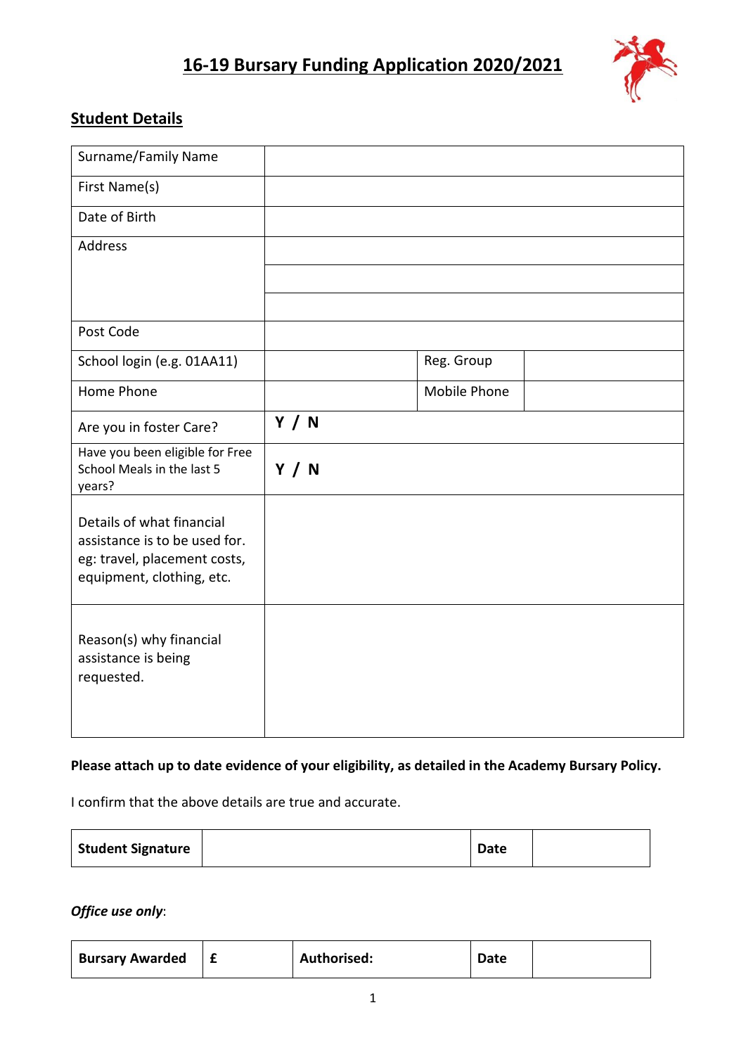# 16-19 Bursary Funding Application 2020/2021

## Student Details

| Surname/Family Name | | | |
|---|---|---|---|
| First Name(s) | | | |
| Date of Birth | | | |
| Address | | | |
| | | | |
| | | | |
| Post Code | | | |
| School login (e.g. 01AA11) | | Reg. Group | |
| Home Phone | | Mobile Phone | |
| Are you in foster Care? | **Y / N** | | |
| Have you been eligible for Free School Meals in the last 5 years? | **Y / N** | | |
| Details of what financial assistance is to be used for. eg: travel, placement costs, equipment, clothing, etc. | | | |
| Reason(s) why financial assistance is being requested. | | | |

**Please attach up to date evidence of your eligibility, as detailed in the Academy Bursary Policy.**

I confirm that the above details are true and accurate.

| **Student Signature** | | **Date** | |
|---|---|---|---|

***Office use only***:

| **Bursary Awarded** | **£** | **Authorised:** | **Date** | |
|---|---|---|---|---|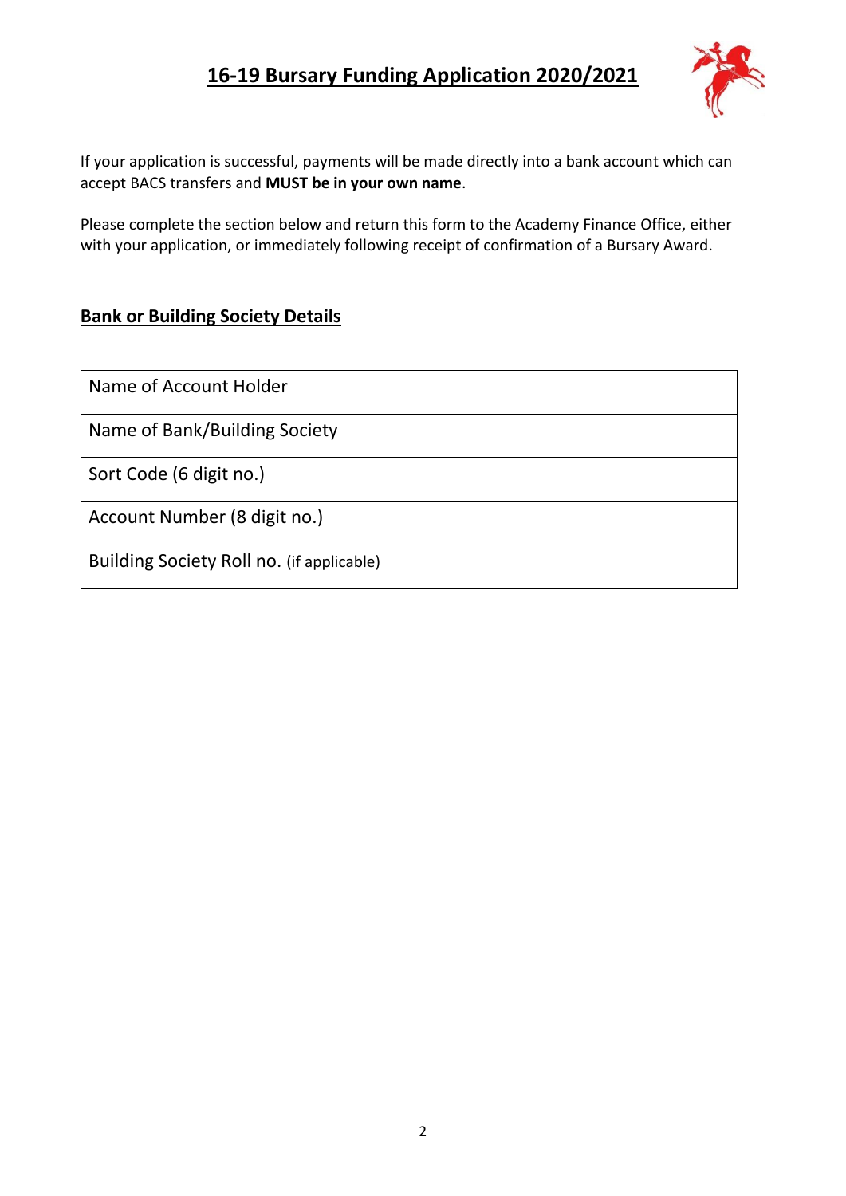# 16-19 Bursary Funding Application 2020/2021

If your application is successful, payments will be made directly into a bank account which can accept BACS transfers and **MUST be in your own name**.

Please complete the section below and return this form to the Academy Finance Office, either with your application, or immediately following receipt of confirmation of a Bursary Award.

## Bank or Building Society Details

| | |
|---|---|
| Name of Account Holder | |
| Name of Bank/Building Society | |
| Sort Code (6 digit no.) | |
| Account Number (8 digit no.) | |
| Building Society Roll no. (if applicable) | |